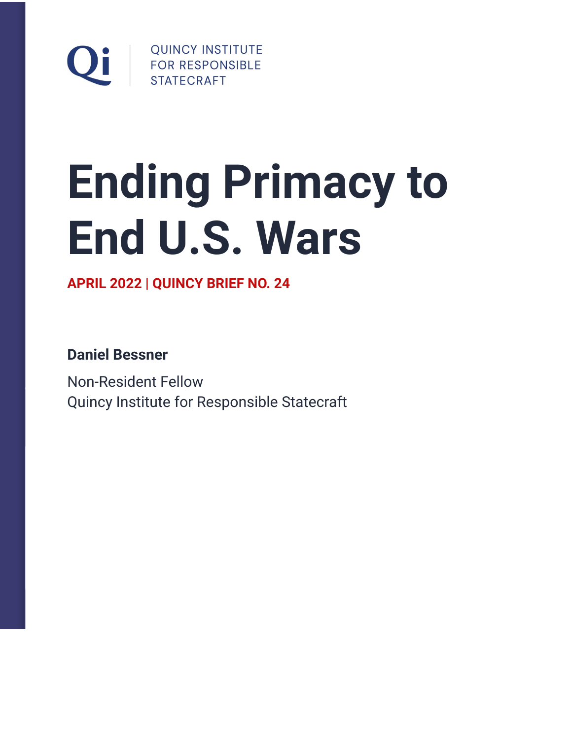Qi QUINCY INSTITUTE FOR RESPONSIBLE STATECRAFT

# Ending Primacy to End U.S. Wars

**APRIL 2022 | QUINCY BRIEF NO. 24**

**Daniel Bessner**

Non-Resident Fellow
Quincy Institute for Responsible Statecraft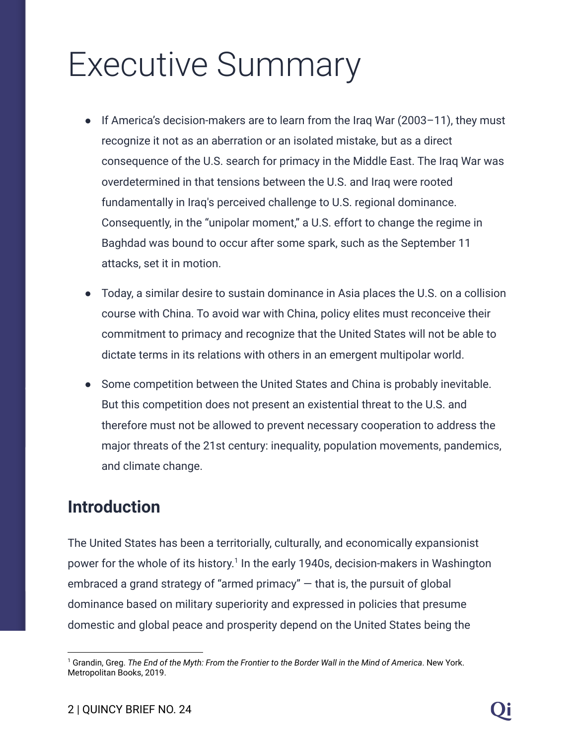# Executive Summary

- If America's decision-makers are to learn from the Iraq War (2003–11), they must recognize it not as an aberration or an isolated mistake, but as a direct consequence of the U.S. search for primacy in the Middle East. The Iraq War was overdetermined in that tensions between the U.S. and Iraq were rooted fundamentally in Iraq's perceived challenge to U.S. regional dominance. Consequently, in the "unipolar moment," a U.S. effort to change the regime in Baghdad was bound to occur after some spark, such as the September 11 attacks, set it in motion.

- Today, a similar desire to sustain dominance in Asia places the U.S. on a collision course with China. To avoid war with China, policy elites must reconceive their commitment to primacy and recognize that the United States will not be able to dictate terms in its relations with others in an emergent multipolar world.

- Some competition between the United States and China is probably inevitable. But this competition does not present an existential threat to the U.S. and therefore must not be allowed to prevent necessary cooperation to address the major threats of the 21st century: inequality, population movements, pandemics, and climate change.

## Introduction

The United States has been a territorially, culturally, and economically expansionist power for the whole of its history.[1] In the early 1940s, decision-makers in Washington embraced a grand strategy of "armed primacy" — that is, the pursuit of global dominance based on military superiority and expressed in policies that presume domestic and global peace and prosperity depend on the United States being the

---

[1] Grandin, Greg. *The End of the Myth: From the Frontier to the Border Wall in the Mind of America*. New York. Metropolitan Books, 2019.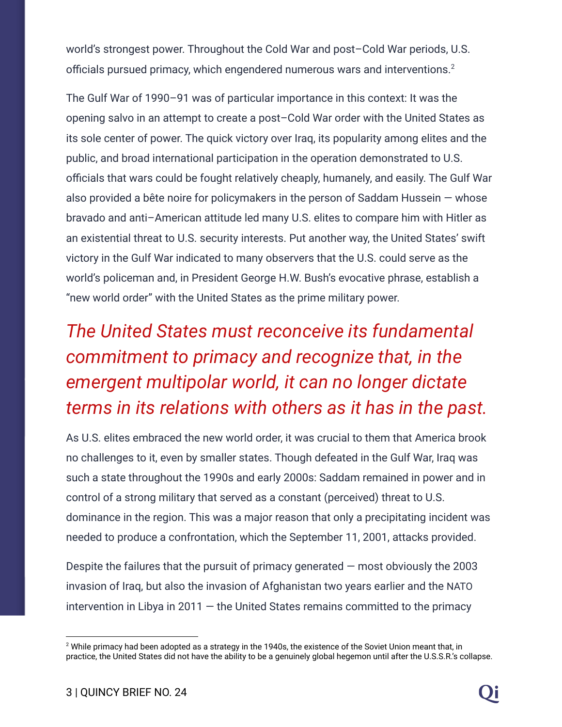world's strongest power. Throughout the Cold War and post–Cold War periods, U.S. officials pursued primacy, which engendered numerous wars and interventions.[2]

The Gulf War of 1990–91 was of particular importance in this context: It was the opening salvo in an attempt to create a post–Cold War order with the United States as its sole center of power. The quick victory over Iraq, its popularity among elites and the public, and broad international participation in the operation demonstrated to U.S. officials that wars could be fought relatively cheaply, humanely, and easily. The Gulf War also provided a bête noire for policymakers in the person of Saddam Hussein — whose bravado and anti–American attitude led many U.S. elites to compare him with Hitler as an existential threat to U.S. security interests. Put another way, the United States' swift victory in the Gulf War indicated to many observers that the U.S. could serve as the world's policeman and, in President George H.W. Bush's evocative phrase, establish a "new world order" with the United States as the prime military power.

*The United States must reconceive its fundamental commitment to primacy and recognize that, in the emergent multipolar world, it can no longer dictate terms in its relations with others as it has in the past.*

As U.S. elites embraced the new world order, it was crucial to them that America brook no challenges to it, even by smaller states. Though defeated in the Gulf War, Iraq was such a state throughout the 1990s and early 2000s: Saddam remained in power and in control of a strong military that served as a constant (perceived) threat to U.S. dominance in the region. This was a major reason that only a precipitating incident was needed to produce a confrontation, which the September 11, 2001, attacks provided.

Despite the failures that the pursuit of primacy generated — most obviously the 2003 invasion of Iraq, but also the invasion of Afghanistan two years earlier and the NATO intervention in Libya in 2011 — the United States remains committed to the primacy

[2] While primacy had been adopted as a strategy in the 1940s, the existence of the Soviet Union meant that, in practice, the United States did not have the ability to be a genuinely global hegemon until after the U.S.S.R.'s collapse.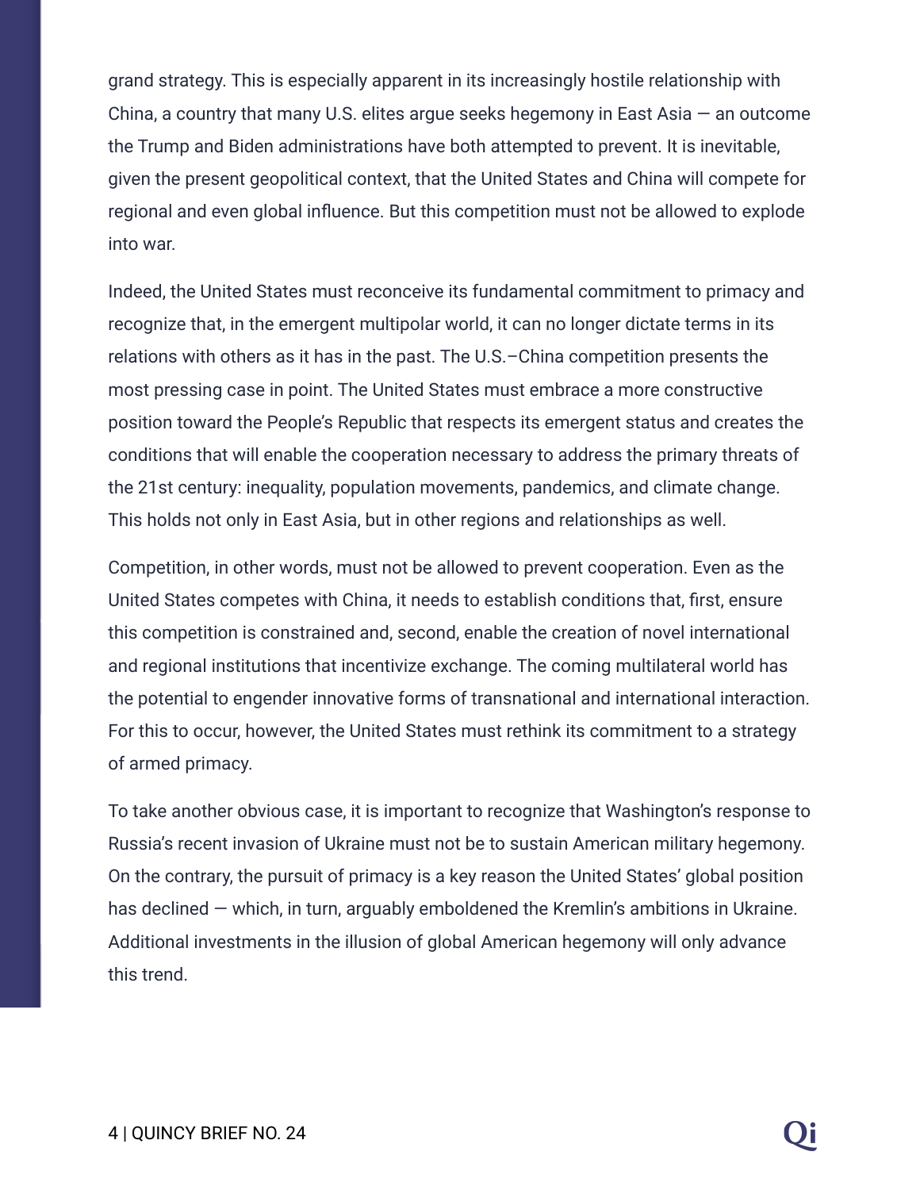grand strategy. This is especially apparent in its increasingly hostile relationship with China, a country that many U.S. elites argue seeks hegemony in East Asia — an outcome the Trump and Biden administrations have both attempted to prevent. It is inevitable, given the present geopolitical context, that the United States and China will compete for regional and even global influence. But this competition must not be allowed to explode into war.

Indeed, the United States must reconceive its fundamental commitment to primacy and recognize that, in the emergent multipolar world, it can no longer dictate terms in its relations with others as it has in the past. The U.S.–China competition presents the most pressing case in point. The United States must embrace a more constructive position toward the People's Republic that respects its emergent status and creates the conditions that will enable the cooperation necessary to address the primary threats of the 21st century: inequality, population movements, pandemics, and climate change. This holds not only in East Asia, but in other regions and relationships as well.

Competition, in other words, must not be allowed to prevent cooperation. Even as the United States competes with China, it needs to establish conditions that, first, ensure this competition is constrained and, second, enable the creation of novel international and regional institutions that incentivize exchange. The coming multilateral world has the potential to engender innovative forms of transnational and international interaction. For this to occur, however, the United States must rethink its commitment to a strategy of armed primacy.

To take another obvious case, it is important to recognize that Washington's response to Russia's recent invasion of Ukraine must not be to sustain American military hegemony. On the contrary, the pursuit of primacy is a key reason the United States' global position has declined — which, in turn, arguably emboldened the Kremlin's ambitions in Ukraine. Additional investments in the illusion of global American hegemony will only advance this trend.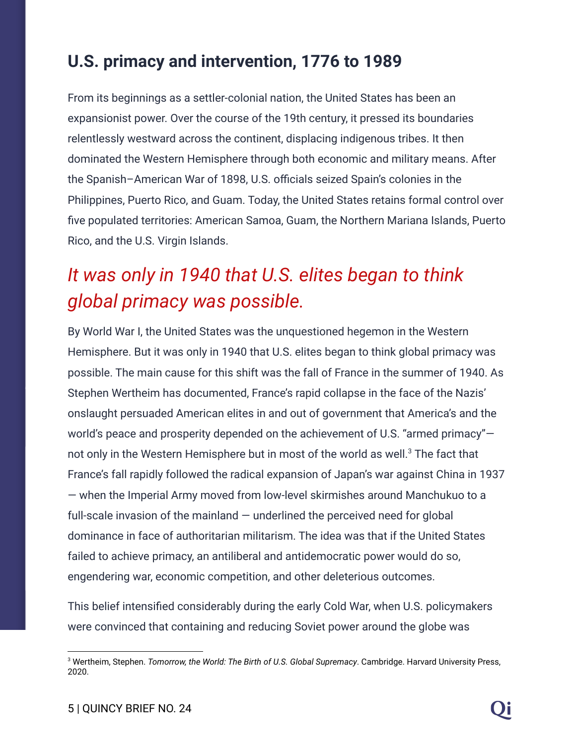## U.S. primacy and intervention, 1776 to 1989

From its beginnings as a settler-colonial nation, the United States has been an expansionist power. Over the course of the 19th century, it pressed its boundaries relentlessly westward across the continent, displacing indigenous tribes. It then dominated the Western Hemisphere through both economic and military means. After the Spanish–American War of 1898, U.S. officials seized Spain's colonies in the Philippines, Puerto Rico, and Guam. Today, the United States retains formal control over five populated territories: American Samoa, Guam, the Northern Mariana Islands, Puerto Rico, and the U.S. Virgin Islands.

*It was only in 1940 that U.S. elites began to think global primacy was possible.*

By World War I, the United States was the unquestioned hegemon in the Western Hemisphere. But it was only in 1940 that U.S. elites began to think global primacy was possible. The main cause for this shift was the fall of France in the summer of 1940. As Stephen Wertheim has documented, France's rapid collapse in the face of the Nazis' onslaught persuaded American elites in and out of government that America's and the world's peace and prosperity depended on the achievement of U.S. "armed primacy"—not only in the Western Hemisphere but in most of the world as well.[3] The fact that France's fall rapidly followed the radical expansion of Japan's war against China in 1937 — when the Imperial Army moved from low-level skirmishes around Manchukuo to a full-scale invasion of the mainland — underlined the perceived need for global dominance in face of authoritarian militarism. The idea was that if the United States failed to achieve primacy, an antiliberal and antidemocratic power would do so, engendering war, economic competition, and other deleterious outcomes.

This belief intensified considerably during the early Cold War, when U.S. policymakers were convinced that containing and reducing Soviet power around the globe was

---

[3] Wertheim, Stephen. *Tomorrow, the World: The Birth of U.S. Global Supremacy*. Cambridge. Harvard University Press, 2020.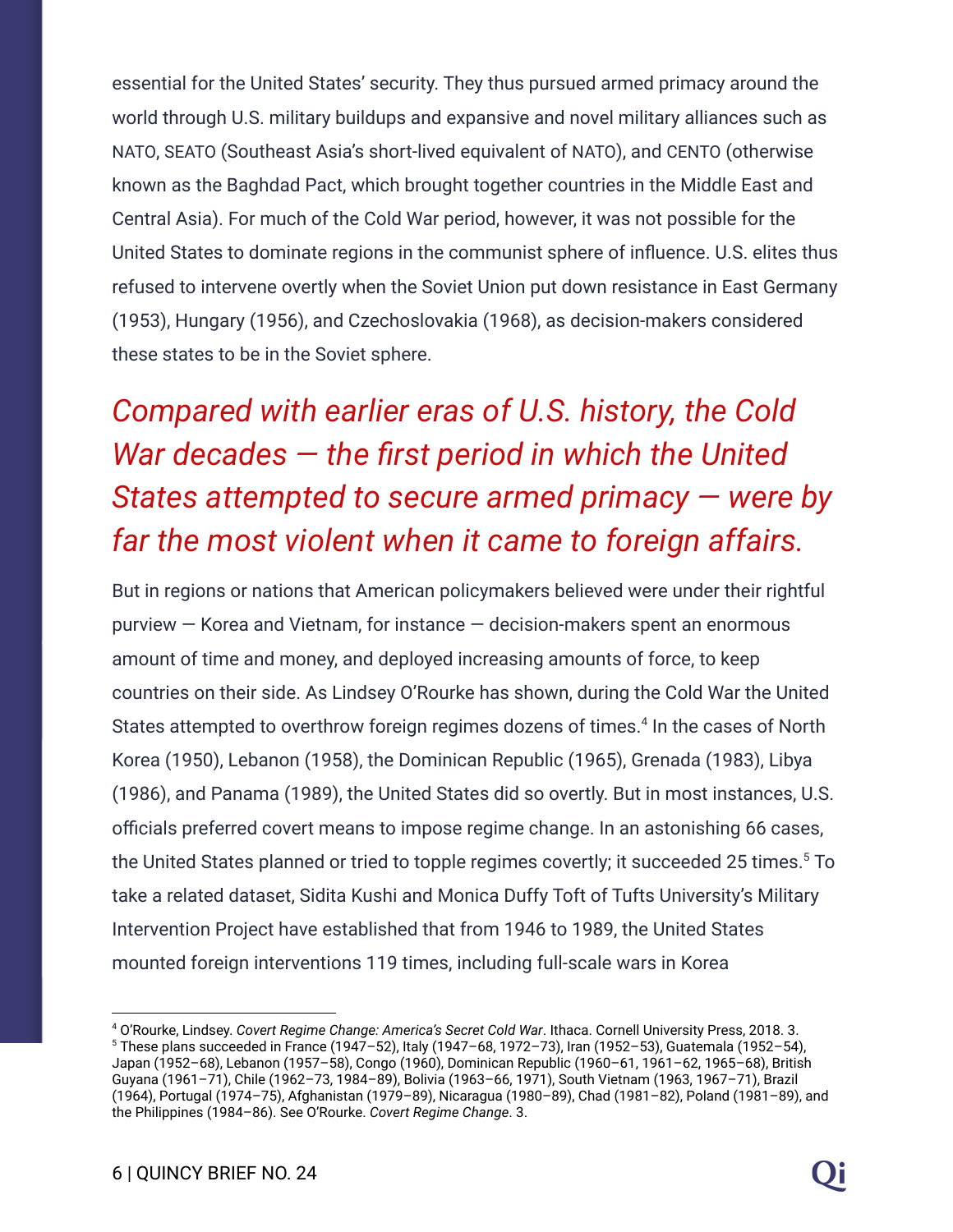essential for the United States' security. They thus pursued armed primacy around the world through U.S. military buildups and expansive and novel military alliances such as NATO, SEATO (Southeast Asia's short-lived equivalent of NATO), and CENTO (otherwise known as the Baghdad Pact, which brought together countries in the Middle East and Central Asia). For much of the Cold War period, however, it was not possible for the United States to dominate regions in the communist sphere of influence. U.S. elites thus refused to intervene overtly when the Soviet Union put down resistance in East Germany (1953), Hungary (1956), and Czechoslovakia (1968), as decision-makers considered these states to be in the Soviet sphere.

> *Compared with earlier eras of U.S. history, the Cold War decades — the first period in which the United States attempted to secure armed primacy — were by far the most violent when it came to foreign affairs.*

But in regions or nations that American policymakers believed were under their rightful purview — Korea and Vietnam, for instance — decision-makers spent an enormous amount of time and money, and deployed increasing amounts of force, to keep countries on their side. As Lindsey O'Rourke has shown, during the Cold War the United States attempted to overthrow foreign regimes dozens of times.[4] In the cases of North Korea (1950), Lebanon (1958), the Dominican Republic (1965), Grenada (1983), Libya (1986), and Panama (1989), the United States did so overtly. But in most instances, U.S. officials preferred covert means to impose regime change. In an astonishing 66 cases, the United States planned or tried to topple regimes covertly; it succeeded 25 times.[5] To take a related dataset, Sidita Kushi and Monica Duffy Toft of Tufts University's Military Intervention Project have established that from 1946 to 1989, the United States mounted foreign interventions 119 times, including full-scale wars in Korea

---

[4] O'Rourke, Lindsey. *Covert Regime Change: America's Secret Cold War*. Ithaca. Cornell University Press, 2018. 3.

[5] These plans succeeded in France (1947–52), Italy (1947–68, 1972–73), Iran (1952–53), Guatemala (1952–54), Japan (1952–68), Lebanon (1957–58), Congo (1960), Dominican Republic (1960–61, 1961–62, 1965–68), British Guyana (1961–71), Chile (1962–73, 1984–89), Bolivia (1963–66, 1971), South Vietnam (1963, 1967–71), Brazil (1964), Portugal (1974–75), Afghanistan (1979–89), Nicaragua (1980–89), Chad (1981–82), Poland (1981–89), and the Philippines (1984–86). See O'Rourke. *Covert Regime Change*. 3.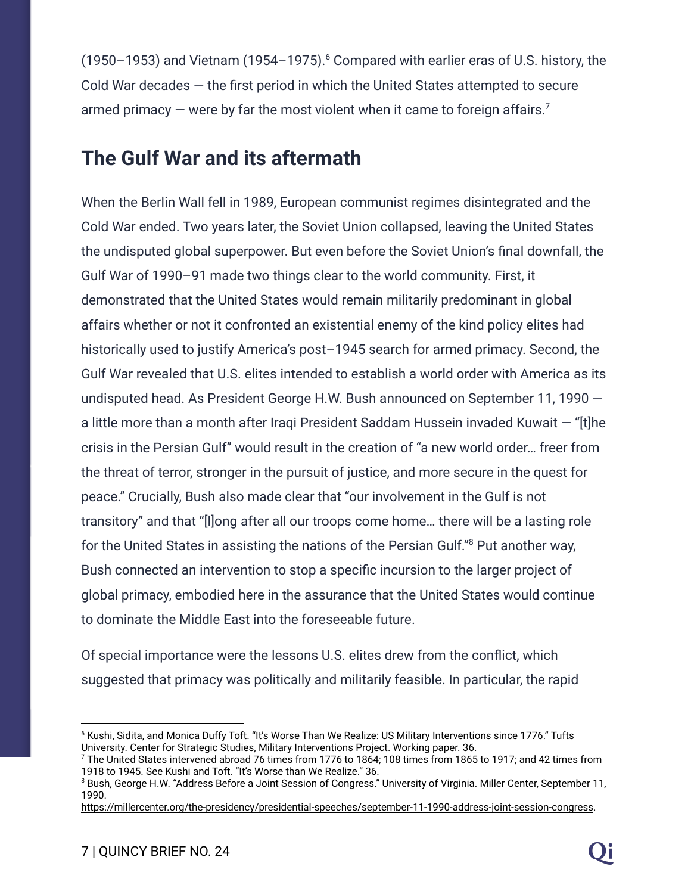(1950–1953) and Vietnam (1954–1975).[6] Compared with earlier eras of U.S. history, the Cold War decades — the first period in which the United States attempted to secure armed primacy — were by far the most violent when it came to foreign affairs.[7]

## The Gulf War and its aftermath

When the Berlin Wall fell in 1989, European communist regimes disintegrated and the Cold War ended. Two years later, the Soviet Union collapsed, leaving the United States the undisputed global superpower. But even before the Soviet Union's final downfall, the Gulf War of 1990–91 made two things clear to the world community. First, it demonstrated that the United States would remain militarily predominant in global affairs whether or not it confronted an existential enemy of the kind policy elites had historically used to justify America's post–1945 search for armed primacy. Second, the Gulf War revealed that U.S. elites intended to establish a world order with America as its undisputed head. As President George H.W. Bush announced on September 11, 1990 — a little more than a month after Iraqi President Saddam Hussein invaded Kuwait — "[t]he crisis in the Persian Gulf" would result in the creation of "a new world order… freer from the threat of terror, stronger in the pursuit of justice, and more secure in the quest for peace." Crucially, Bush also made clear that "our involvement in the Gulf is not transitory" and that "[l]ong after all our troops come home… there will be a lasting role for the United States in assisting the nations of the Persian Gulf."[8] Put another way, Bush connected an intervention to stop a specific incursion to the larger project of global primacy, embodied here in the assurance that the United States would continue to dominate the Middle East into the foreseeable future.

Of special importance were the lessons U.S. elites drew from the conflict, which suggested that primacy was politically and militarily feasible. In particular, the rapid

---

[6] Kushi, Sidita, and Monica Duffy Toft. "It's Worse Than We Realize: US Military Interventions since 1776." Tufts University. Center for Strategic Studies, Military Interventions Project. Working paper. 36.

[7] The United States intervened abroad 76 times from 1776 to 1864; 108 times from 1865 to 1917; and 42 times from 1918 to 1945. See Kushi and Toft. "It's Worse than We Realize." 36.

[8] Bush, George H.W. "Address Before a Joint Session of Congress." University of Virginia. Miller Center, September 11, 1990. https://millercenter.org/the-presidency/presidential-speeches/september-11-1990-address-joint-session-congress.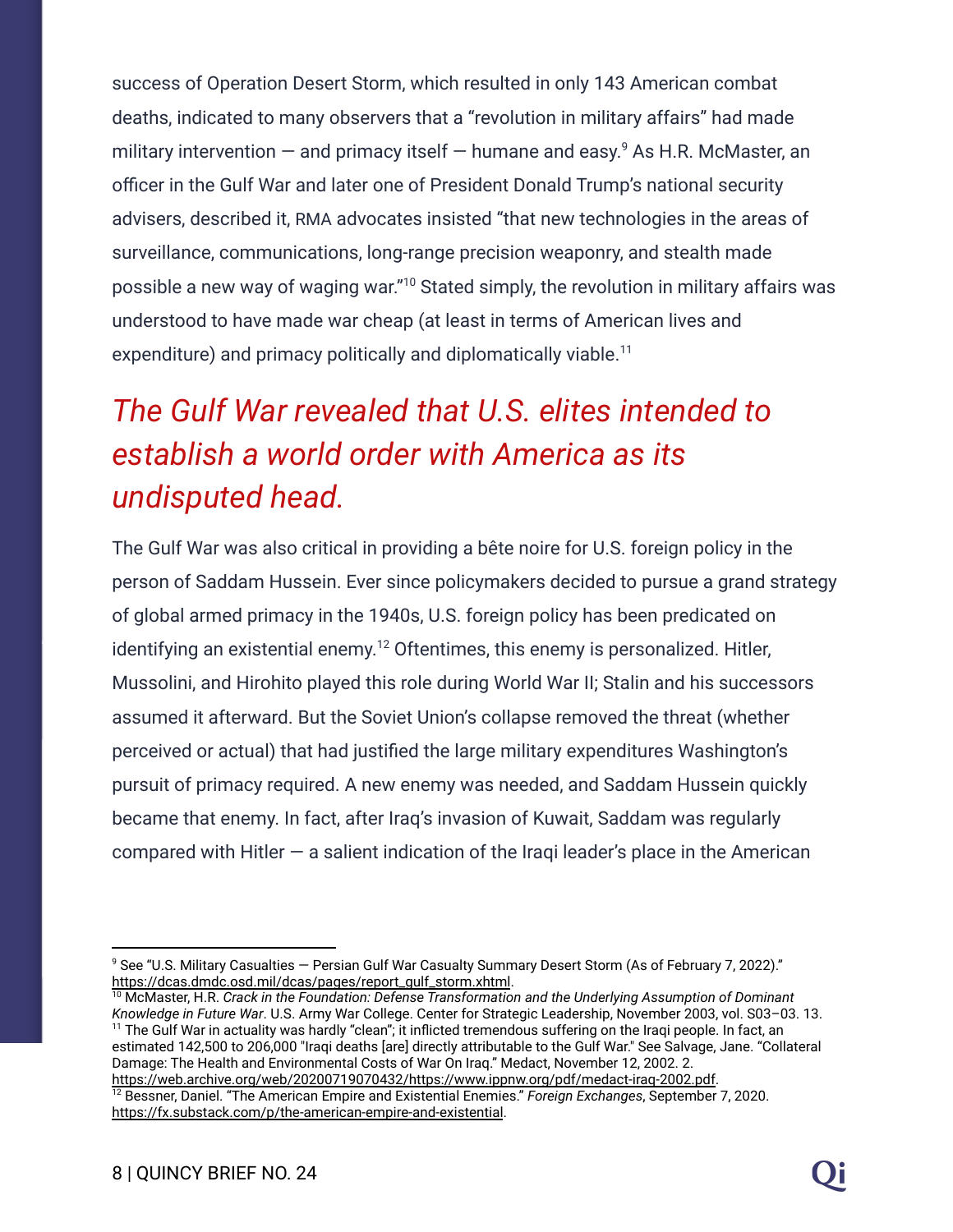success of Operation Desert Storm, which resulted in only 143 American combat deaths, indicated to many observers that a "revolution in military affairs" had made military intervention — and primacy itself — humane and easy.[9] As H.R. McMaster, an officer in the Gulf War and later one of President Donald Trump's national security advisers, described it, RMA advocates insisted "that new technologies in the areas of surveillance, communications, long-range precision weaponry, and stealth made possible a new way of waging war."[10] Stated simply, the revolution in military affairs was understood to have made war cheap (at least in terms of American lives and expenditure) and primacy politically and diplomatically viable.[11]

> *The Gulf War revealed that U.S. elites intended to establish a world order with America as its undisputed head.*

The Gulf War was also critical in providing a bête noire for U.S. foreign policy in the person of Saddam Hussein. Ever since policymakers decided to pursue a grand strategy of global armed primacy in the 1940s, U.S. foreign policy has been predicated on identifying an existential enemy.[12] Oftentimes, this enemy is personalized. Hitler, Mussolini, and Hirohito played this role during World War II; Stalin and his successors assumed it afterward. But the Soviet Union's collapse removed the threat (whether perceived or actual) that had justified the large military expenditures Washington's pursuit of primacy required. A new enemy was needed, and Saddam Hussein quickly became that enemy. In fact, after Iraq's invasion of Kuwait, Saddam was regularly compared with Hitler — a salient indication of the Iraqi leader's place in the American

---

[9] See "U.S. Military Casualties — Persian Gulf War Casualty Summary Desert Storm (As of February 7, 2022)." https://dcas.dmdc.osd.mil/dcas/pages/report_gulf_storm.xhtml.

[10] McMaster, H.R. *Crack in the Foundation: Defense Transformation and the Underlying Assumption of Dominant Knowledge in Future War*. U.S. Army War College. Center for Strategic Leadership, November 2003, vol. S03–03. 13.

[11] The Gulf War in actuality was hardly "clean"; it inflicted tremendous suffering on the Iraqi people. In fact, an estimated 142,500 to 206,000 "Iraqi deaths [are] directly attributable to the Gulf War." See Salvage, Jane. "Collateral Damage: The Health and Environmental Costs of War On Iraq." Medact, November 12, 2002. 2. https://web.archive.org/web/20200719070432/https://www.ippnw.org/pdf/medact-iraq-2002.pdf.

[12] Bessner, Daniel. "The American Empire and Existential Enemies." *Foreign Exchanges*, September 7, 2020. https://fx.substack.com/p/the-american-empire-and-existential.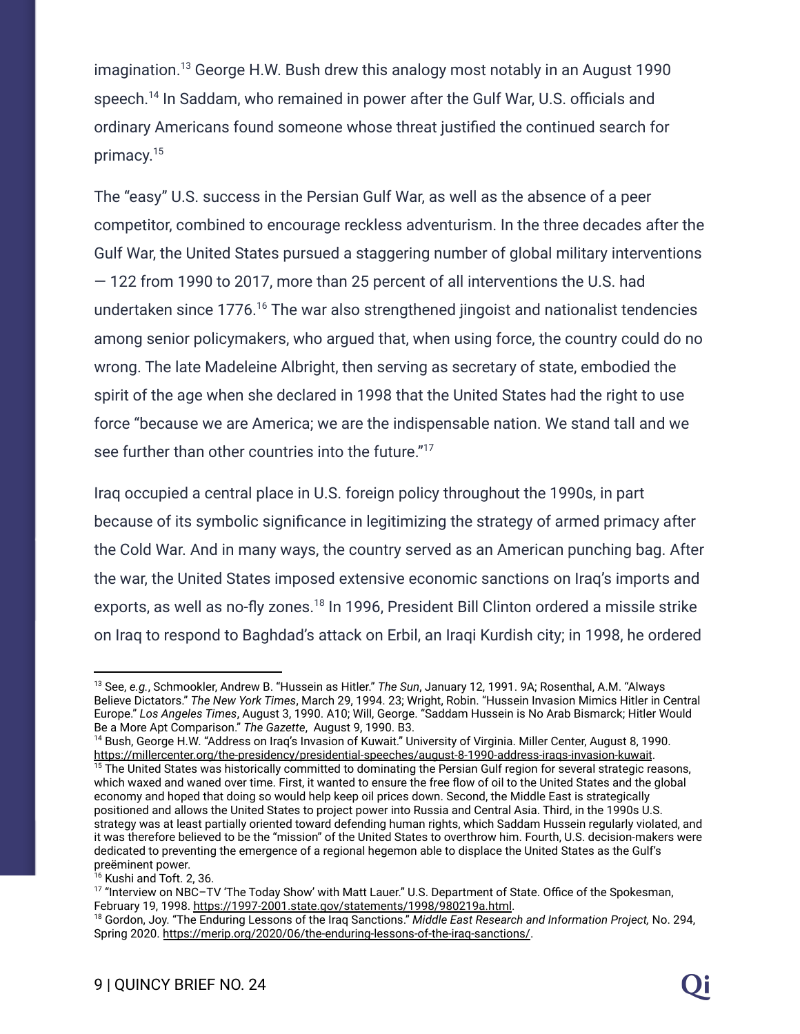imagination.[13] George H.W. Bush drew this analogy most notably in an August 1990 speech.[14] In Saddam, who remained in power after the Gulf War, U.S. officials and ordinary Americans found someone whose threat justified the continued search for primacy.[15]

The "easy" U.S. success in the Persian Gulf War, as well as the absence of a peer competitor, combined to encourage reckless adventurism. In the three decades after the Gulf War, the United States pursued a staggering number of global military interventions — 122 from 1990 to 2017, more than 25 percent of all interventions the U.S. had undertaken since 1776.[16] The war also strengthened jingoist and nationalist tendencies among senior policymakers, who argued that, when using force, the country could do no wrong. The late Madeleine Albright, then serving as secretary of state, embodied the spirit of the age when she declared in 1998 that the United States had the right to use force "because we are America; we are the indispensable nation. We stand tall and we see further than other countries into the future."[17]

Iraq occupied a central place in U.S. foreign policy throughout the 1990s, in part because of its symbolic significance in legitimizing the strategy of armed primacy after the Cold War. And in many ways, the country served as an American punching bag. After the war, the United States imposed extensive economic sanctions on Iraq's imports and exports, as well as no-fly zones.[18] In 1996, President Bill Clinton ordered a missile strike on Iraq to respond to Baghdad's attack on Erbil, an Iraqi Kurdish city; in 1998, he ordered

---

[13] See, *e.g.*, Schmookler, Andrew B. "Hussein as Hitler." *The Sun*, January 12, 1991. 9A; Rosenthal, A.M. "Always Believe Dictators." *The New York Times*, March 29, 1994. 23; Wright, Robin. "Hussein Invasion Mimics Hitler in Central Europe." *Los Angeles Times*, August 3, 1990. A10; Will, George. "Saddam Hussein is No Arab Bismarck; Hitler Would Be a More Apt Comparison." *The Gazette*, August 9, 1990. B3.

[14] Bush, George H.W. "Address on Iraq's Invasion of Kuwait." University of Virginia. Miller Center, August 8, 1990. https://millercenter.org/the-presidency/presidential-speeches/august-8-1990-address-iraqs-invasion-kuwait.

[15] The United States was historically committed to dominating the Persian Gulf region for several strategic reasons, which waxed and waned over time. First, it wanted to ensure the free flow of oil to the United States and the global economy and hoped that doing so would help keep oil prices down. Second, the Middle East is strategically positioned and allows the United States to project power into Russia and Central Asia. Third, in the 1990s U.S. strategy was at least partially oriented toward defending human rights, which Saddam Hussein regularly violated, and it was therefore believed to be the "mission" of the United States to overthrow him. Fourth, U.S. decision-makers were dedicated to preventing the emergence of a regional hegemon able to displace the United States as the Gulf's preëminent power.

[16] Kushi and Toft. 2, 36.

[17] "Interview on NBC–TV 'The Today Show' with Matt Lauer." U.S. Department of State. Office of the Spokesman, February 19, 1998. https://1997-2001.state.gov/statements/1998/980219a.html.

[18] Gordon, Joy. "The Enduring Lessons of the Iraq Sanctions." *Middle East Research and Information Project,* No. 294, Spring 2020. https://merip.org/2020/06/the-enduring-lessons-of-the-iraq-sanctions/.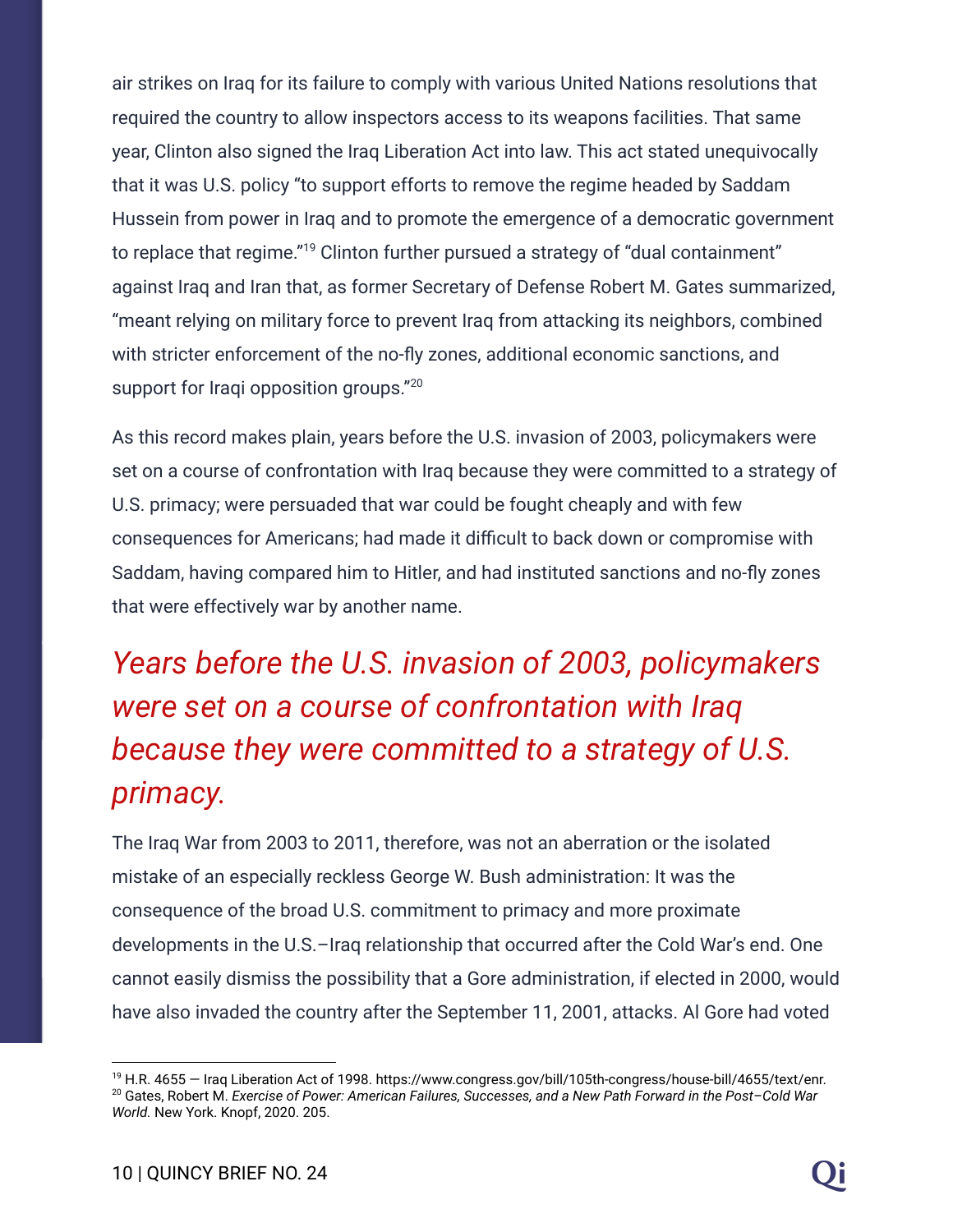air strikes on Iraq for its failure to comply with various United Nations resolutions that required the country to allow inspectors access to its weapons facilities. That same year, Clinton also signed the Iraq Liberation Act into law. This act stated unequivocally that it was U.S. policy "to support efforts to remove the regime headed by Saddam Hussein from power in Iraq and to promote the emergence of a democratic government to replace that regime."[19] Clinton further pursued a strategy of "dual containment" against Iraq and Iran that, as former Secretary of Defense Robert M. Gates summarized, "meant relying on military force to prevent Iraq from attacking its neighbors, combined with stricter enforcement of the no-fly zones, additional economic sanctions, and support for Iraqi opposition groups."[20]

As this record makes plain, years before the U.S. invasion of 2003, policymakers were set on a course of confrontation with Iraq because they were committed to a strategy of U.S. primacy; were persuaded that war could be fought cheaply and with few consequences for Americans; had made it difficult to back down or compromise with Saddam, having compared him to Hitler, and had instituted sanctions and no-fly zones that were effectively war by another name.

> *Years before the U.S. invasion of 2003, policymakers were set on a course of confrontation with Iraq because they were committed to a strategy of U.S. primacy.*

The Iraq War from 2003 to 2011, therefore, was not an aberration or the isolated mistake of an especially reckless George W. Bush administration: It was the consequence of the broad U.S. commitment to primacy and more proximate developments in the U.S.–Iraq relationship that occurred after the Cold War's end. One cannot easily dismiss the possibility that a Gore administration, if elected in 2000, would have also invaded the country after the September 11, 2001, attacks. Al Gore had voted

---

[19] H.R. 4655 — Iraq Liberation Act of 1998. https://www.congress.gov/bill/105th-congress/house-bill/4655/text/enr.

[20] Gates, Robert M. *Exercise of Power: American Failures, Successes, and a New Path Forward in the Post–Cold War World.* New York. Knopf, 2020. 205.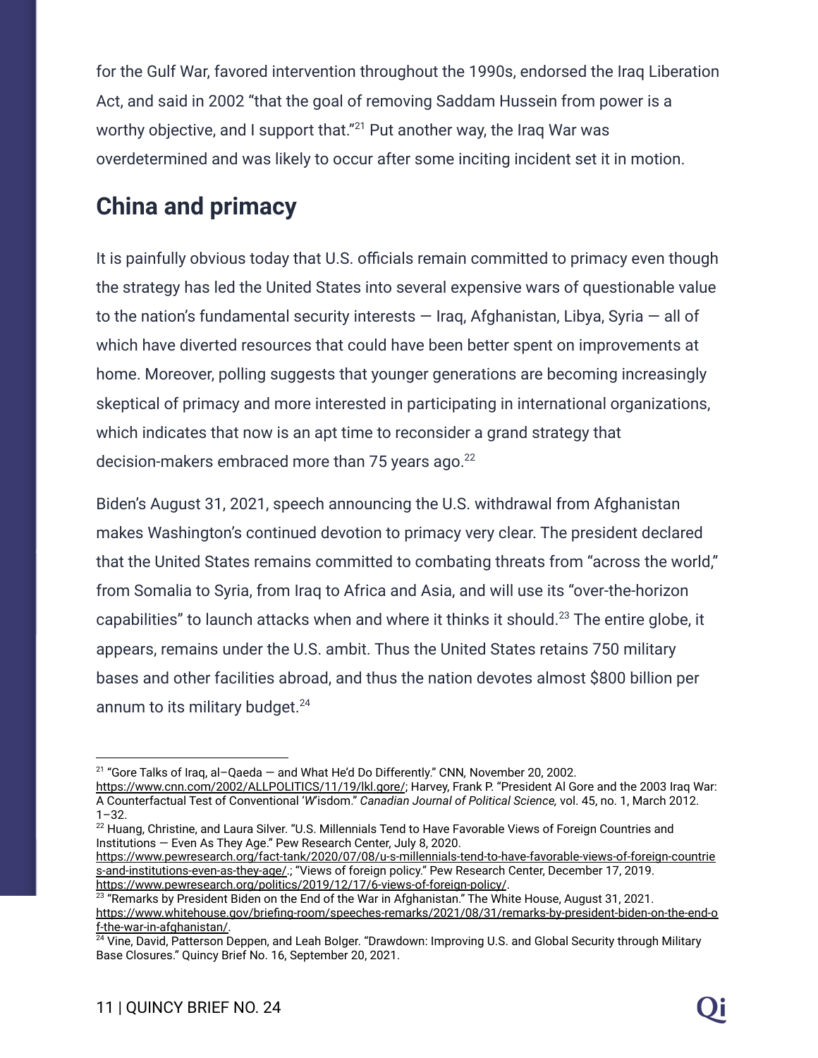for the Gulf War, favored intervention throughout the 1990s, endorsed the Iraq Liberation Act, and said in 2002 "that the goal of removing Saddam Hussein from power is a worthy objective, and I support that."[21] Put another way, the Iraq War was overdetermined and was likely to occur after some inciting incident set it in motion.

## China and primacy

It is painfully obvious today that U.S. officials remain committed to primacy even though the strategy has led the United States into several expensive wars of questionable value to the nation's fundamental security interests — Iraq, Afghanistan, Libya, Syria — all of which have diverted resources that could have been better spent on improvements at home. Moreover, polling suggests that younger generations are becoming increasingly skeptical of primacy and more interested in participating in international organizations, which indicates that now is an apt time to reconsider a grand strategy that decision-makers embraced more than 75 years ago.[22]

Biden's August 31, 2021, speech announcing the U.S. withdrawal from Afghanistan makes Washington's continued devotion to primacy very clear. The president declared that the United States remains committed to combating threats from "across the world," from Somalia to Syria, from Iraq to Africa and Asia, and will use its "over-the-horizon capabilities" to launch attacks when and where it thinks it should.[23] The entire globe, it appears, remains under the U.S. ambit. Thus the United States retains 750 military bases and other facilities abroad, and thus the nation devotes almost $800 billion per annum to its military budget.[24]

---

[21] "Gore Talks of Iraq, al–Qaeda — and What He'd Do Differently." CNN, November 20, 2002. https://www.cnn.com/2002/ALLPOLITICS/11/19/lkl.gore/; Harvey, Frank P. "President Al Gore and the 2003 Iraq War: A Counterfactual Test of Conventional 'W'isdom." *Canadian Journal of Political Science,* vol. 45, no. 1, March 2012. 1–32.

[22] Huang, Christine, and Laura Silver. "U.S. Millennials Tend to Have Favorable Views of Foreign Countries and Institutions — Even As They Age." Pew Research Center, July 8, 2020. https://www.pewresearch.org/fact-tank/2020/07/08/u-s-millennials-tend-to-have-favorable-views-of-foreign-countries-and-institutions-even-as-they-age/.; "Views of foreign policy." Pew Research Center, December 17, 2019. https://www.pewresearch.org/politics/2019/12/17/6-views-of-foreign-policy/.

[23] "Remarks by President Biden on the End of the War in Afghanistan." The White House, August 31, 2021. https://www.whitehouse.gov/briefing-room/speeches-remarks/2021/08/31/remarks-by-president-biden-on-the-end-of-the-war-in-afghanistan/.

[24] Vine, David, Patterson Deppen, and Leah Bolger. "Drawdown: Improving U.S. and Global Security through Military Base Closures." Quincy Brief No. 16, September 20, 2021.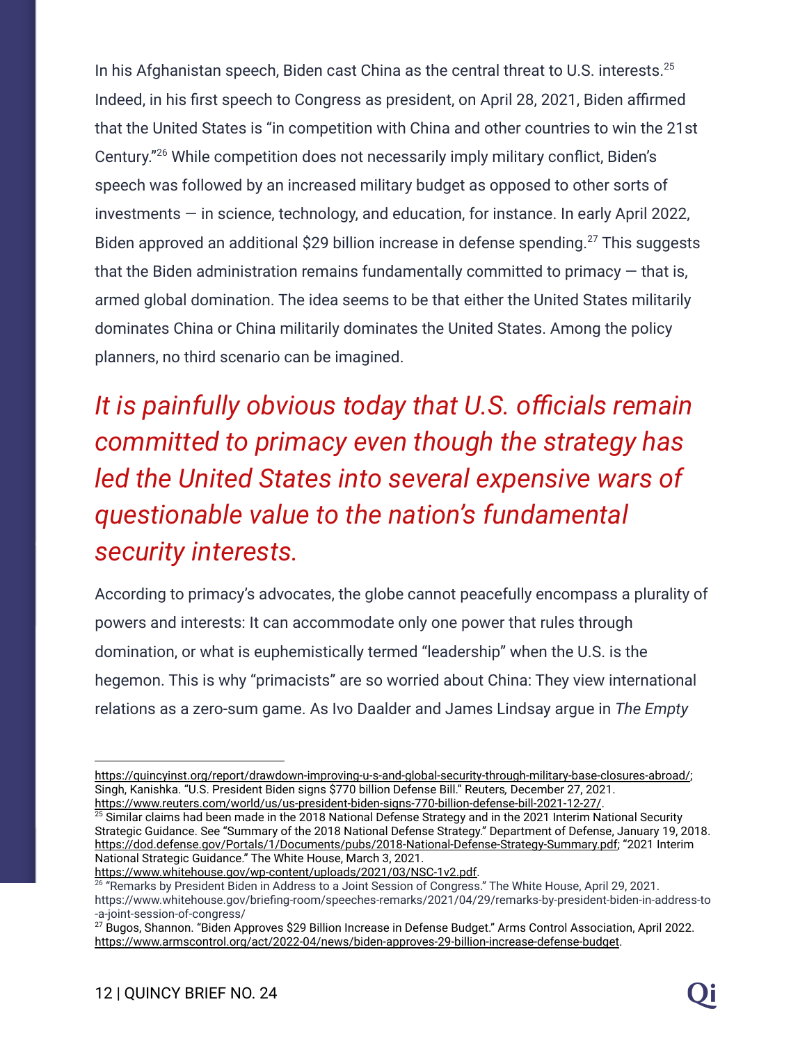In his Afghanistan speech, Biden cast China as the central threat to U.S. interests.[25] Indeed, in his first speech to Congress as president, on April 28, 2021, Biden affirmed that the United States is "in competition with China and other countries to win the 21st Century."[26] While competition does not necessarily imply military conflict, Biden's speech was followed by an increased military budget as opposed to other sorts of investments — in science, technology, and education, for instance. In early April 2022, Biden approved an additional $29 billion increase in defense spending.[27] This suggests that the Biden administration remains fundamentally committed to primacy — that is, armed global domination. The idea seems to be that either the United States militarily dominates China or China militarily dominates the United States. Among the policy planners, no third scenario can be imagined.

*It is painfully obvious today that U.S. officials remain committed to primacy even though the strategy has led the United States into several expensive wars of questionable value to the nation's fundamental security interests.*

According to primacy's advocates, the globe cannot peacefully encompass a plurality of powers and interests: It can accommodate only one power that rules through domination, or what is euphemistically termed "leadership" when the U.S. is the hegemon. This is why "primacists" are so worried about China: They view international relations as a zero-sum game. As Ivo Daalder and James Lindsay argue in *The Empty*

---

https://quincyinst.org/report/drawdown-improving-u-s-and-global-security-through-military-base-closures-abroad/; Singh, Kanishka. "U.S. President Biden signs $770 billion Defense Bill." Reuters, December 27, 2021. https://www.reuters.com/world/us/us-president-biden-signs-770-billion-defense-bill-2021-12-27/.

[25] Similar claims had been made in the 2018 National Defense Strategy and in the 2021 Interim National Security Strategic Guidance. See "Summary of the 2018 National Defense Strategy." Department of Defense, January 19, 2018. https://dod.defense.gov/Portals/1/Documents/pubs/2018-National-Defense-Strategy-Summary.pdf; "2021 Interim National Strategic Guidance." The White House, March 3, 2021. https://www.whitehouse.gov/wp-content/uploads/2021/03/NSC-1v2.pdf.

[26] "Remarks by President Biden in Address to a Joint Session of Congress." The White House, April 29, 2021. https://www.whitehouse.gov/briefing-room/speeches-remarks/2021/04/29/remarks-by-president-biden-in-address-to-a-joint-session-of-congress/

[27] Bugos, Shannon. "Biden Approves $29 Billion Increase in Defense Budget." Arms Control Association, April 2022. https://www.armscontrol.org/act/2022-04/news/biden-approves-29-billion-increase-defense-budget.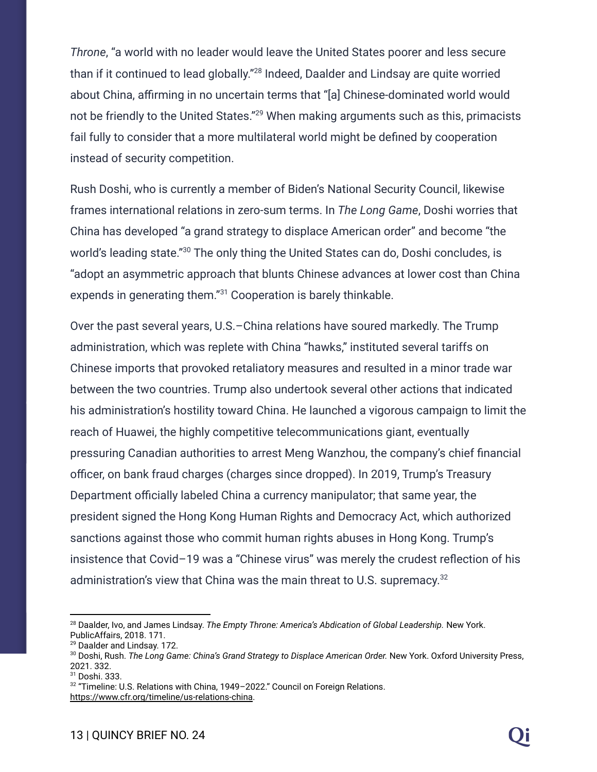*Throne*, "a world with no leader would leave the United States poorer and less secure than if it continued to lead globally."[28] Indeed, Daalder and Lindsay are quite worried about China, affirming in no uncertain terms that "[a] Chinese-dominated world would not be friendly to the United States."[29] When making arguments such as this, primacists fail fully to consider that a more multilateral world might be defined by cooperation instead of security competition.

Rush Doshi, who is currently a member of Biden's National Security Council, likewise frames international relations in zero-sum terms. In *The Long Game*, Doshi worries that China has developed "a grand strategy to displace American order" and become "the world's leading state."[30] The only thing the United States can do, Doshi concludes, is "adopt an asymmetric approach that blunts Chinese advances at lower cost than China expends in generating them."[31] Cooperation is barely thinkable.

Over the past several years, U.S.–China relations have soured markedly. The Trump administration, which was replete with China "hawks," instituted several tariffs on Chinese imports that provoked retaliatory measures and resulted in a minor trade war between the two countries. Trump also undertook several other actions that indicated his administration's hostility toward China. He launched a vigorous campaign to limit the reach of Huawei, the highly competitive telecommunications giant, eventually pressuring Canadian authorities to arrest Meng Wanzhou, the company's chief financial officer, on bank fraud charges (charges since dropped). In 2019, Trump's Treasury Department officially labeled China a currency manipulator; that same year, the president signed the Hong Kong Human Rights and Democracy Act, which authorized sanctions against those who commit human rights abuses in Hong Kong. Trump's insistence that Covid–19 was a "Chinese virus" was merely the crudest reflection of his administration's view that China was the main threat to U.S. supremacy.[32]

---

[28] Daalder, Ivo, and James Lindsay. *The Empty Throne: America's Abdication of Global Leadership.* New York. PublicAffairs, 2018. 171.

[29] Daalder and Lindsay. 172.

[30] Doshi, Rush. *The Long Game: China's Grand Strategy to Displace American Order.* New York. Oxford University Press, 2021. 332.

[31] Doshi. 333.

[32] "Timeline: U.S. Relations with China, 1949–2022." Council on Foreign Relations. https://www.cfr.org/timeline/us-relations-china.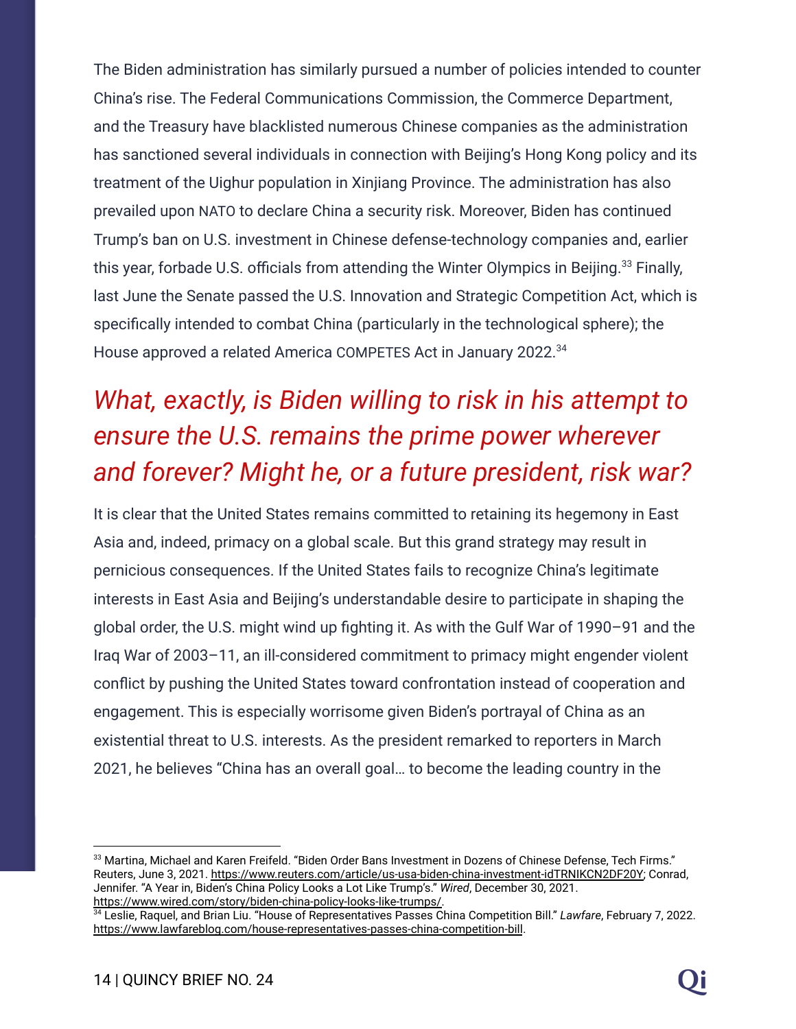The Biden administration has similarly pursued a number of policies intended to counter China's rise. The Federal Communications Commission, the Commerce Department, and the Treasury have blacklisted numerous Chinese companies as the administration has sanctioned several individuals in connection with Beijing's Hong Kong policy and its treatment of the Uighur population in Xinjiang Province. The administration has also prevailed upon NATO to declare China a security risk. Moreover, Biden has continued Trump's ban on U.S. investment in Chinese defense-technology companies and, earlier this year, forbade U.S. officials from attending the Winter Olympics in Beijing.[33] Finally, last June the Senate passed the U.S. Innovation and Strategic Competition Act, which is specifically intended to combat China (particularly in the technological sphere); the House approved a related America COMPETES Act in January 2022.[34]

## *What, exactly, is Biden willing to risk in his attempt to ensure the U.S. remains the prime power wherever and forever? Might he, or a future president, risk war?*

It is clear that the United States remains committed to retaining its hegemony in East Asia and, indeed, primacy on a global scale. But this grand strategy may result in pernicious consequences. If the United States fails to recognize China's legitimate interests in East Asia and Beijing's understandable desire to participate in shaping the global order, the U.S. might wind up fighting it. As with the Gulf War of 1990–91 and the Iraq War of 2003–11, an ill-considered commitment to primacy might engender violent conflict by pushing the United States toward confrontation instead of cooperation and engagement. This is especially worrisome given Biden's portrayal of China as an existential threat to U.S. interests. As the president remarked to reporters in March 2021, he believes "China has an overall goal… to become the leading country in the

---

[33] Martina, Michael and Karen Freifeld. "Biden Order Bans Investment in Dozens of Chinese Defense, Tech Firms." Reuters, June 3, 2021. https://www.reuters.com/article/us-usa-biden-china-investment-idTRNIKCN2DF20Y; Conrad, Jennifer. "A Year in, Biden's China Policy Looks a Lot Like Trump's." *Wired*, December 30, 2021. https://www.wired.com/story/biden-china-policy-looks-like-trumps/.

[34] Leslie, Raquel, and Brian Liu. "House of Representatives Passes China Competition Bill." *Lawfare*, February 7, 2022. https://www.lawfareblog.com/house-representatives-passes-china-competition-bill.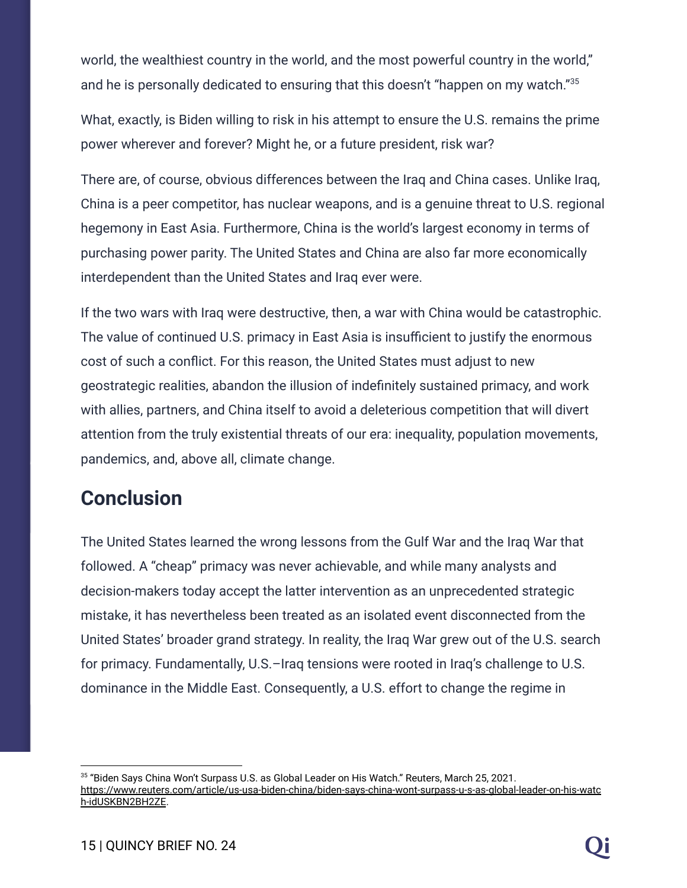world, the wealthiest country in the world, and the most powerful country in the world," and he is personally dedicated to ensuring that this doesn't "happen on my watch."[35]

What, exactly, is Biden willing to risk in his attempt to ensure the U.S. remains the prime power wherever and forever? Might he, or a future president, risk war?

There are, of course, obvious differences between the Iraq and China cases. Unlike Iraq, China is a peer competitor, has nuclear weapons, and is a genuine threat to U.S. regional hegemony in East Asia. Furthermore, China is the world's largest economy in terms of purchasing power parity. The United States and China are also far more economically interdependent than the United States and Iraq ever were.

If the two wars with Iraq were destructive, then, a war with China would be catastrophic. The value of continued U.S. primacy in East Asia is insufficient to justify the enormous cost of such a conflict. For this reason, the United States must adjust to new geostrategic realities, abandon the illusion of indefinitely sustained primacy, and work with allies, partners, and China itself to avoid a deleterious competition that will divert attention from the truly existential threats of our era: inequality, population movements, pandemics, and, above all, climate change.

## Conclusion

The United States learned the wrong lessons from the Gulf War and the Iraq War that followed. A "cheap" primacy was never achievable, and while many analysts and decision-makers today accept the latter intervention as an unprecedented strategic mistake, it has nevertheless been treated as an isolated event disconnected from the United States' broader grand strategy. In reality, the Iraq War grew out of the U.S. search for primacy. Fundamentally, U.S.–Iraq tensions were rooted in Iraq's challenge to U.S. dominance in the Middle East. Consequently, a U.S. effort to change the regime in

---

[35] "Biden Says China Won't Surpass U.S. as Global Leader on His Watch." Reuters, March 25, 2021. https://www.reuters.com/article/us-usa-biden-china/biden-says-china-wont-surpass-u-s-as-global-leader-on-his-watch-idUSKBN2BH2ZE.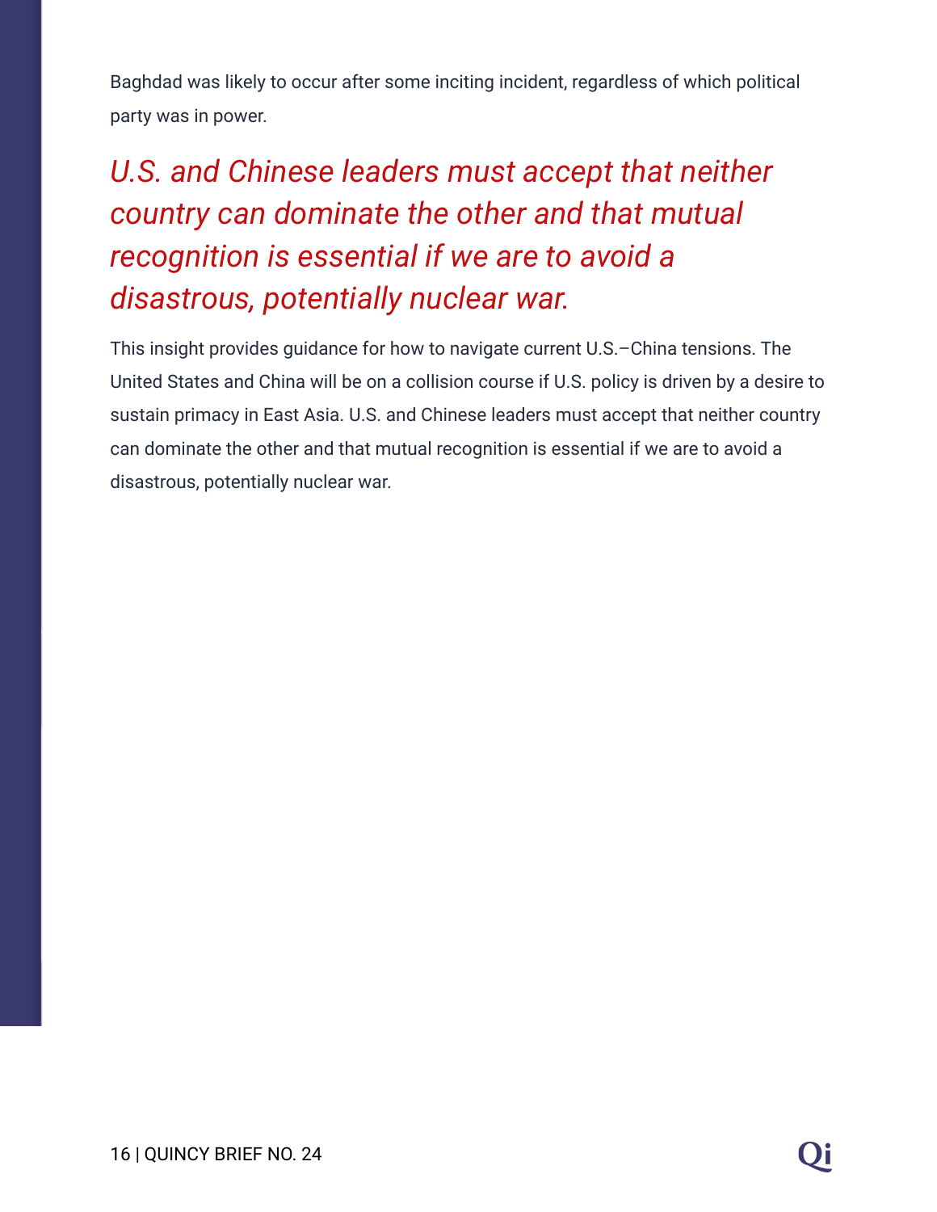Baghdad was likely to occur after some inciting incident, regardless of which political party was in power.

*U.S. and Chinese leaders must accept that neither country can dominate the other and that mutual recognition is essential if we are to avoid a disastrous, potentially nuclear war.*

This insight provides guidance for how to navigate current U.S.–China tensions. The United States and China will be on a collision course if U.S. policy is driven by a desire to sustain primacy in East Asia. U.S. and Chinese leaders must accept that neither country can dominate the other and that mutual recognition is essential if we are to avoid a disastrous, potentially nuclear war.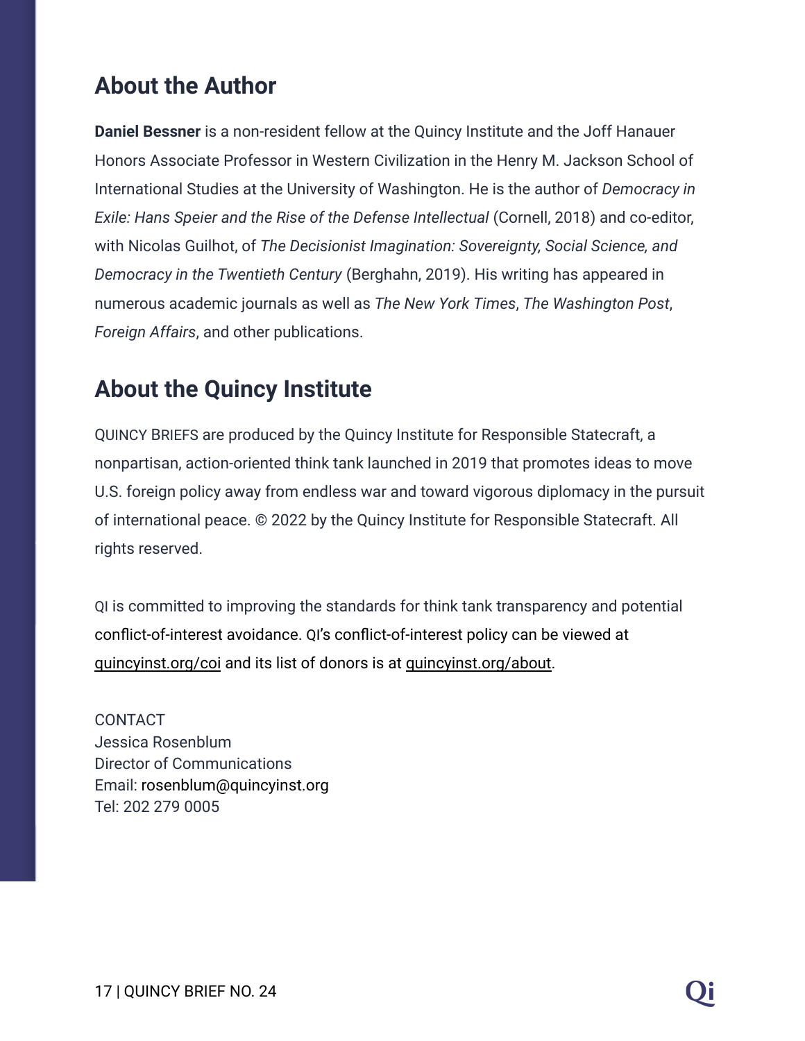## About the Author

**Daniel Bessner** is a non-resident fellow at the Quincy Institute and the Joff Hanauer Honors Associate Professor in Western Civilization in the Henry M. Jackson School of International Studies at the University of Washington. He is the author of *Democracy in Exile: Hans Speier and the Rise of the Defense Intellectual* (Cornell, 2018) and co-editor, with Nicolas Guilhot, of *The Decisionist Imagination: Sovereignty, Social Science, and Democracy in the Twentieth Century* (Berghahn, 2019). His writing has appeared in numerous academic journals as well as *The New York Times*, *The Washington Post*, *Foreign Affairs*, and other publications.

## About the Quincy Institute

QUINCY BRIEFS are produced by the Quincy Institute for Responsible Statecraft, a nonpartisan, action-oriented think tank launched in 2019 that promotes ideas to move U.S. foreign policy away from endless war and toward vigorous diplomacy in the pursuit of international peace. © 2022 by the Quincy Institute for Responsible Statecraft. All rights reserved.

QI is committed to improving the standards for think tank transparency and potential conflict-of-interest avoidance. QI's conflict-of-interest policy can be viewed at quincyinst.org/coi and its list of donors is at quincyinst.org/about.

CONTACT
Jessica Rosenblum
Director of Communications
Email: rosenblum@quincyinst.org
Tel: 202 279 0005